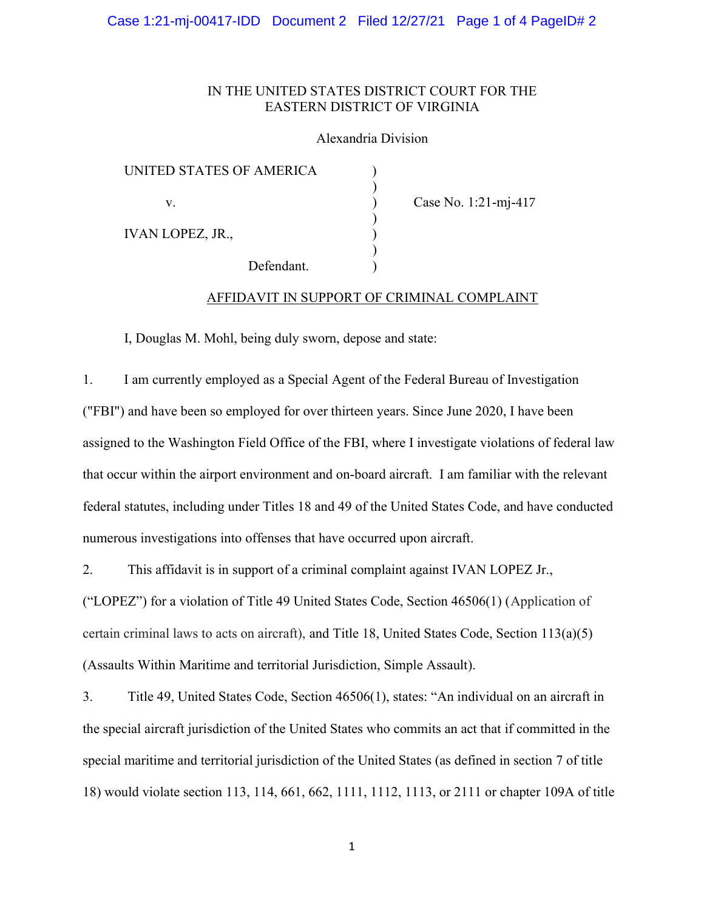IN THE UNITED STATES DISTRICT COURT FOR THE
EASTERN DISTRICT OF VIRGINIA

Alexandria Division

| | | |
|---|---|---|
| UNITED STATES OF AMERICA | ) | |
| | ) | |
| v. | ) | Case No. 1:21-mj-417 |
| | ) | |
| IVAN LOPEZ, JR., | ) | |
| | ) | |
| Defendant. | ) | |

AFFIDAVIT IN SUPPORT OF CRIMINAL COMPLAINT

I, Douglas M. Mohl, being duly sworn, depose and state:

1. I am currently employed as a Special Agent of the Federal Bureau of Investigation ("FBI") and have been so employed for over thirteen years. Since June 2020, I have been assigned to the Washington Field Office of the FBI, where I investigate violations of federal law that occur within the airport environment and on-board aircraft. I am familiar with the relevant federal statutes, including under Titles 18 and 49 of the United States Code, and have conducted numerous investigations into offenses that have occurred upon aircraft.

2. This affidavit is in support of a criminal complaint against IVAN LOPEZ Jr., ("LOPEZ") for a violation of Title 49 United States Code, Section 46506(1) (Application of certain criminal laws to acts on aircraft), and Title 18, United States Code, Section 113(a)(5) (Assaults Within Maritime and territorial Jurisdiction, Simple Assault).

3. Title 49, United States Code, Section 46506(1), states: "An individual on an aircraft in the special aircraft jurisdiction of the United States who commits an act that if committed in the special maritime and territorial jurisdiction of the United States (as defined in section 7 of title 18) would violate section 113, 114, 661, 662, 1111, 1112, 1113, or 2111 or chapter 109A of title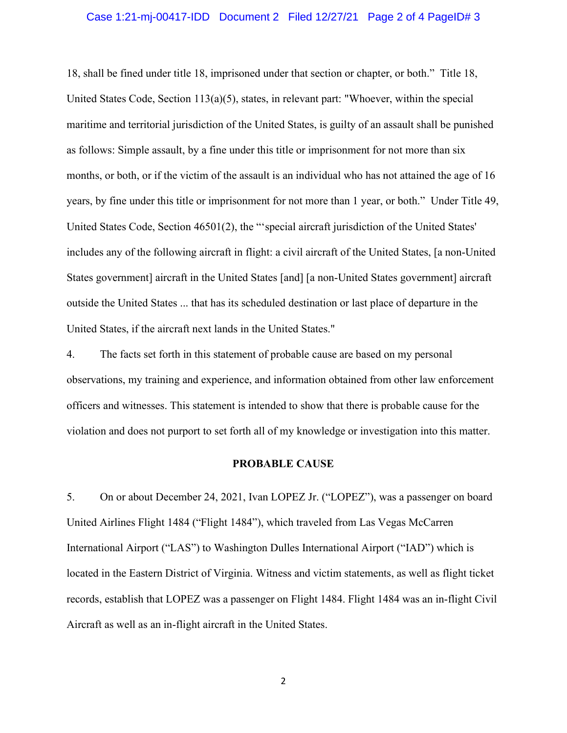18, shall be fined under title 18, imprisoned under that section or chapter, or both." Title 18, United States Code, Section 113(a)(5), states, in relevant part: "Whoever, within the special maritime and territorial jurisdiction of the United States, is guilty of an assault shall be punished as follows: Simple assault, by a fine under this title or imprisonment for not more than six months, or both, or if the victim of the assault is an individual who has not attained the age of 16 years, by fine under this title or imprisonment for not more than 1 year, or both." Under Title 49, United States Code, Section 46501(2), the "'special aircraft jurisdiction of the United States' includes any of the following aircraft in flight: a civil aircraft of the United States, [a non-United States government] aircraft in the United States [and] [a non-United States government] aircraft outside the United States ... that has its scheduled destination or last place of departure in the United States, if the aircraft next lands in the United States."

4. The facts set forth in this statement of probable cause are based on my personal observations, my training and experience, and information obtained from other law enforcement officers and witnesses. This statement is intended to show that there is probable cause for the violation and does not purport to set forth all of my knowledge or investigation into this matter.

**PROBABLE CAUSE**

5. On or about December 24, 2021, Ivan LOPEZ Jr. ("LOPEZ"), was a passenger on board United Airlines Flight 1484 ("Flight 1484"), which traveled from Las Vegas McCarren International Airport ("LAS") to Washington Dulles International Airport ("IAD") which is located in the Eastern District of Virginia. Witness and victim statements, as well as flight ticket records, establish that LOPEZ was a passenger on Flight 1484. Flight 1484 was an in-flight Civil Aircraft as well as an in-flight aircraft in the United States.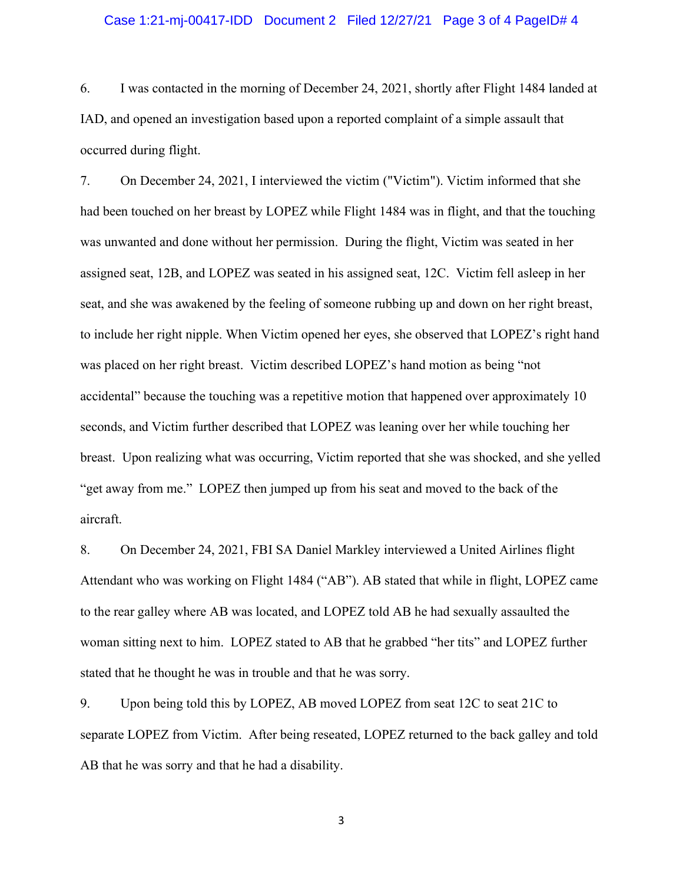6. I was contacted in the morning of December 24, 2021, shortly after Flight 1484 landed at IAD, and opened an investigation based upon a reported complaint of a simple assault that occurred during flight.

7. On December 24, 2021, I interviewed the victim ("Victim"). Victim informed that she had been touched on her breast by LOPEZ while Flight 1484 was in flight, and that the touching was unwanted and done without her permission. During the flight, Victim was seated in her assigned seat, 12B, and LOPEZ was seated in his assigned seat, 12C. Victim fell asleep in her seat, and she was awakened by the feeling of someone rubbing up and down on her right breast, to include her right nipple. When Victim opened her eyes, she observed that LOPEZ's right hand was placed on her right breast. Victim described LOPEZ's hand motion as being "not accidental" because the touching was a repetitive motion that happened over approximately 10 seconds, and Victim further described that LOPEZ was leaning over her while touching her breast. Upon realizing what was occurring, Victim reported that she was shocked, and she yelled "get away from me." LOPEZ then jumped up from his seat and moved to the back of the aircraft.

8. On December 24, 2021, FBI SA Daniel Markley interviewed a United Airlines flight Attendant who was working on Flight 1484 ("AB"). AB stated that while in flight, LOPEZ came to the rear galley where AB was located, and LOPEZ told AB he had sexually assaulted the woman sitting next to him. LOPEZ stated to AB that he grabbed "her tits" and LOPEZ further stated that he thought he was in trouble and that he was sorry.

9. Upon being told this by LOPEZ, AB moved LOPEZ from seat 12C to seat 21C to separate LOPEZ from Victim. After being reseated, LOPEZ returned to the back galley and told AB that he was sorry and that he had a disability.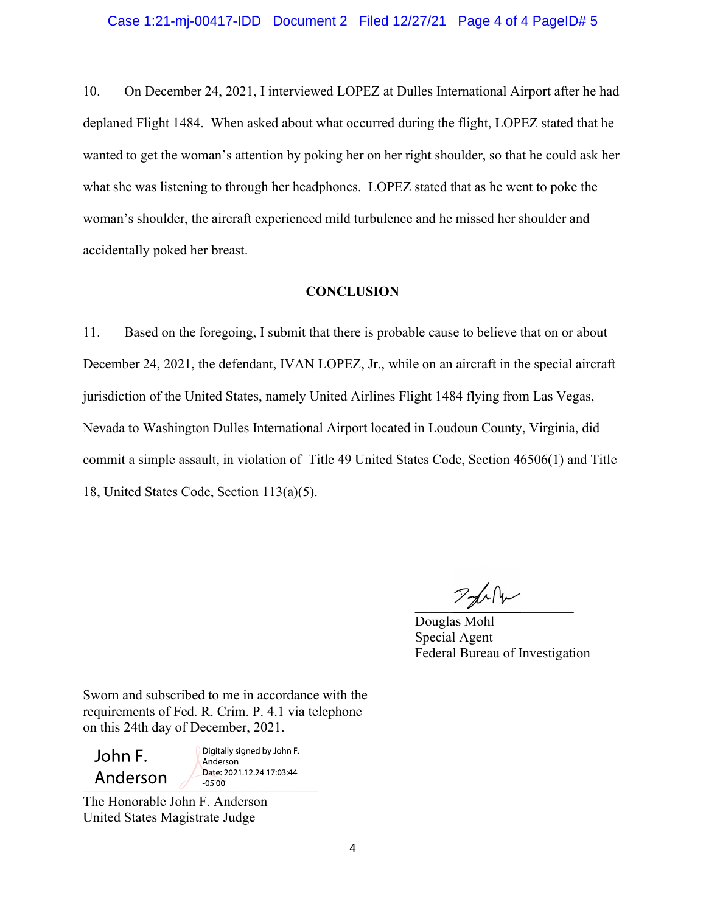10. On December 24, 2021, I interviewed LOPEZ at Dulles International Airport after he had deplaned Flight 1484. When asked about what occurred during the flight, LOPEZ stated that he wanted to get the woman's attention by poking her on her right shoulder, so that he could ask her what she was listening to through her headphones. LOPEZ stated that as he went to poke the woman's shoulder, the aircraft experienced mild turbulence and he missed her shoulder and accidentally poked her breast.

**CONCLUSION**

11. Based on the foregoing, I submit that there is probable cause to believe that on or about December 24, 2021, the defendant, IVAN LOPEZ, Jr., while on an aircraft in the special aircraft jurisdiction of the United States, namely United Airlines Flight 1484 flying from Las Vegas, Nevada to Washington Dulles International Airport located in Loudoun County, Virginia, did commit a simple assault, in violation of Title 49 United States Code, Section 46506(1) and Title 18, United States Code, Section 113(a)(5).

Douglas Mohl
Special Agent
Federal Bureau of Investigation

Sworn and subscribed to me in accordance with the requirements of Fed. R. Crim. P. 4.1 via telephone on this 24th day of December, 2021.

John F. Anderson
Digitally signed by John F. Anderson
Date: 2021.12.24 17:03:44 -05'00'

The Honorable John F. Anderson
United States Magistrate Judge